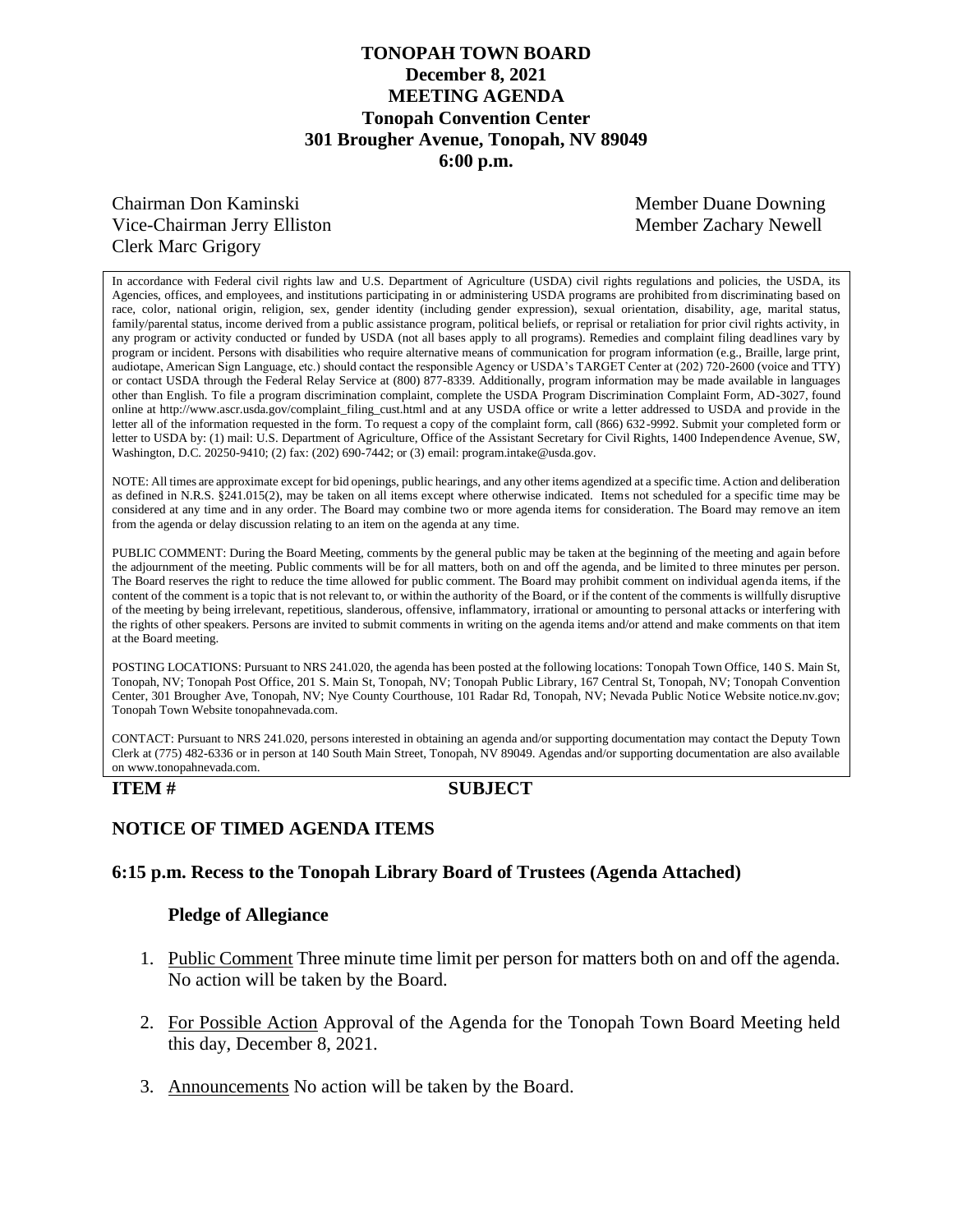# TONOPAH TOWN BOARD
## December 8, 2021
## MEETING AGENDA
## Tonopah Convention Center
## 301 Brougher Avenue, Tonopah, NV 89049
## 6:00 p.m.

Chairman Don Kaminski
Vice-Chairman Jerry Elliston
Clerk Marc Grigory

Member Duane Downing
Member Zachary Newell

In accordance with Federal civil rights law and U.S. Department of Agriculture (USDA) civil rights regulations and policies, the USDA, its Agencies, offices, and employees, and institutions participating in or administering USDA programs are prohibited from discriminating based on race, color, national origin, religion, sex, gender identity (including gender expression), sexual orientation, disability, age, marital status, family/parental status, income derived from a public assistance program, political beliefs, or reprisal or retaliation for prior civil rights activity, in any program or activity conducted or funded by USDA (not all bases apply to all programs). Remedies and complaint filing deadlines vary by program or incident. Persons with disabilities who require alternative means of communication for program information (e.g., Braille, large print, audiotape, American Sign Language, etc.) should contact the responsible Agency or USDA's TARGET Center at (202) 720-2600 (voice and TTY) or contact USDA through the Federal Relay Service at (800) 877-8339. Additionally, program information may be made available in languages other than English. To file a program discrimination complaint, complete the USDA Program Discrimination Complaint Form, AD-3027, found online at http://www.ascr.usda.gov/complaint_filing_cust.html and at any USDA office or write a letter addressed to USDA and provide in the letter all of the information requested in the form. To request a copy of the complaint form, call (866) 632-9992. Submit your completed form or letter to USDA by: (1) mail: U.S. Department of Agriculture, Office of the Assistant Secretary for Civil Rights, 1400 Independence Avenue, SW, Washington, D.C. 20250-9410; (2) fax: (202) 690-7442; or (3) email: program.intake@usda.gov.

NOTE: All times are approximate except for bid openings, public hearings, and any other items agendized at a specific time. Action and deliberation as defined in N.R.S. §241.015(2), may be taken on all items except where otherwise indicated. Items not scheduled for a specific time may be considered at any time and in any order. The Board may combine two or more agenda items for consideration. The Board may remove an item from the agenda or delay discussion relating to an item on the agenda at any time.

PUBLIC COMMENT: During the Board Meeting, comments by the general public may be taken at the beginning of the meeting and again before the adjournment of the meeting. Public comments will be for all matters, both on and off the agenda, and be limited to three minutes per person. The Board reserves the right to reduce the time allowed for public comment. The Board may prohibit comment on individual agenda items, if the content of the comment is a topic that is not relevant to, or within the authority of the Board, or if the content of the comments is willfully disruptive of the meeting by being irrelevant, repetitious, slanderous, offensive, inflammatory, irrational or amounting to personal attacks or interfering with the rights of other speakers. Persons are invited to submit comments in writing on the agenda items and/or attend and make comments on that item at the Board meeting.

POSTING LOCATIONS: Pursuant to NRS 241.020, the agenda has been posted at the following locations: Tonopah Town Office, 140 S. Main St, Tonopah, NV; Tonopah Post Office, 201 S. Main St, Tonopah, NV; Tonopah Public Library, 167 Central St, Tonopah, NV; Tonopah Convention Center, 301 Brougher Ave, Tonopah, NV; Nye County Courthouse, 101 Radar Rd, Tonopah, NV; Nevada Public Notice Website notice.nv.gov; Tonopah Town Website tonopahnevada.com.

CONTACT: Pursuant to NRS 241.020, persons interested in obtaining an agenda and/or supporting documentation may contact the Deputy Town Clerk at (775) 482-6336 or in person at 140 South Main Street, Tonopah, NV 89049. Agendas and/or supporting documentation are also available on www.tonopahnevada.com.

**ITEM #** **SUBJECT**

## NOTICE OF TIMED AGENDA ITEMS

## 6:15 p.m. Recess to the Tonopah Library Board of Trustees (Agenda Attached)

**Pledge of Allegiance**

1. Public Comment Three minute time limit per person for matters both on and off the agenda. No action will be taken by the Board.

2. For Possible Action Approval of the Agenda for the Tonopah Town Board Meeting held this day, December 8, 2021.

3. Announcements No action will be taken by the Board.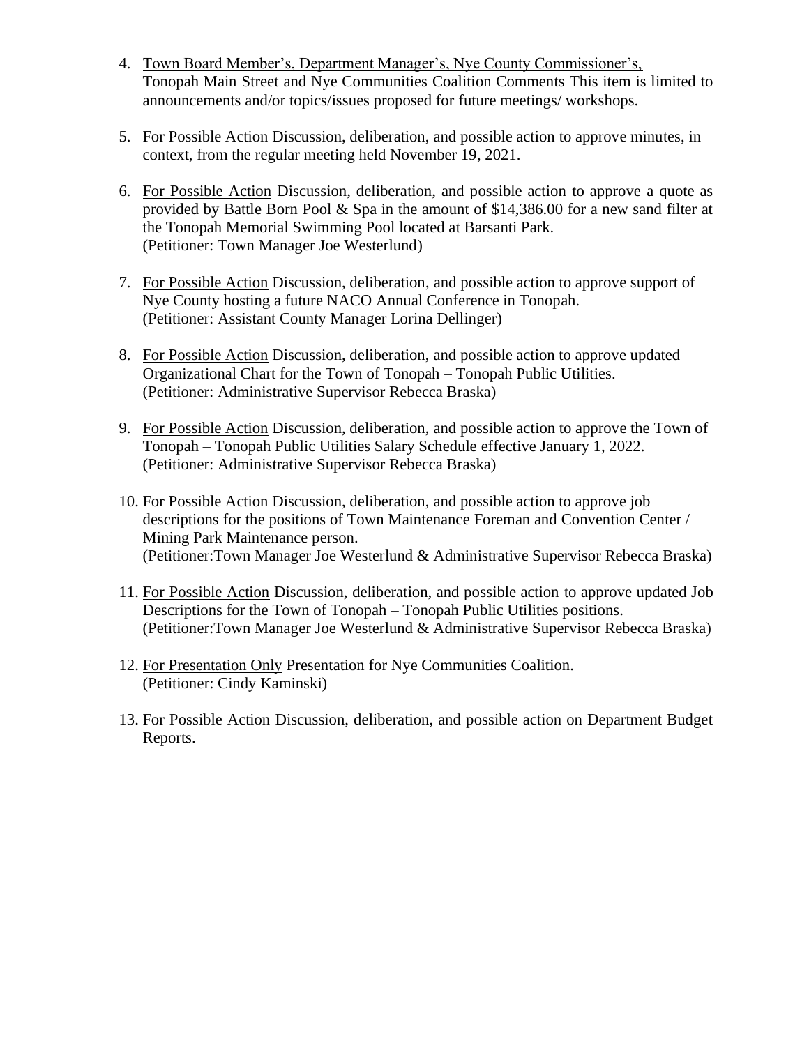4. Town Board Member's, Department Manager's, Nye County Commissioner's, Tonopah Main Street and Nye Communities Coalition Comments This item is limited to announcements and/or topics/issues proposed for future meetings/ workshops.

5. For Possible Action Discussion, deliberation, and possible action to approve minutes, in context, from the regular meeting held November 19, 2021.

6. For Possible Action Discussion, deliberation, and possible action to approve a quote as provided by Battle Born Pool & Spa in the amount of $14,386.00 for a new sand filter at the Tonopah Memorial Swimming Pool located at Barsanti Park.
(Petitioner: Town Manager Joe Westerlund)

7. For Possible Action Discussion, deliberation, and possible action to approve support of Nye County hosting a future NACO Annual Conference in Tonopah.
(Petitioner: Assistant County Manager Lorina Dellinger)

8. For Possible Action Discussion, deliberation, and possible action to approve updated Organizational Chart for the Town of Tonopah – Tonopah Public Utilities.
(Petitioner: Administrative Supervisor Rebecca Braska)

9. For Possible Action Discussion, deliberation, and possible action to approve the Town of Tonopah – Tonopah Public Utilities Salary Schedule effective January 1, 2022.
(Petitioner: Administrative Supervisor Rebecca Braska)

10. For Possible Action Discussion, deliberation, and possible action to approve job descriptions for the positions of Town Maintenance Foreman and Convention Center / Mining Park Maintenance person.
(Petitioner:Town Manager Joe Westerlund & Administrative Supervisor Rebecca Braska)

11. For Possible Action Discussion, deliberation, and possible action to approve updated Job Descriptions for the Town of Tonopah – Tonopah Public Utilities positions.
(Petitioner:Town Manager Joe Westerlund & Administrative Supervisor Rebecca Braska)

12. For Presentation Only Presentation for Nye Communities Coalition.
(Petitioner: Cindy Kaminski)

13. For Possible Action Discussion, deliberation, and possible action on Department Budget Reports.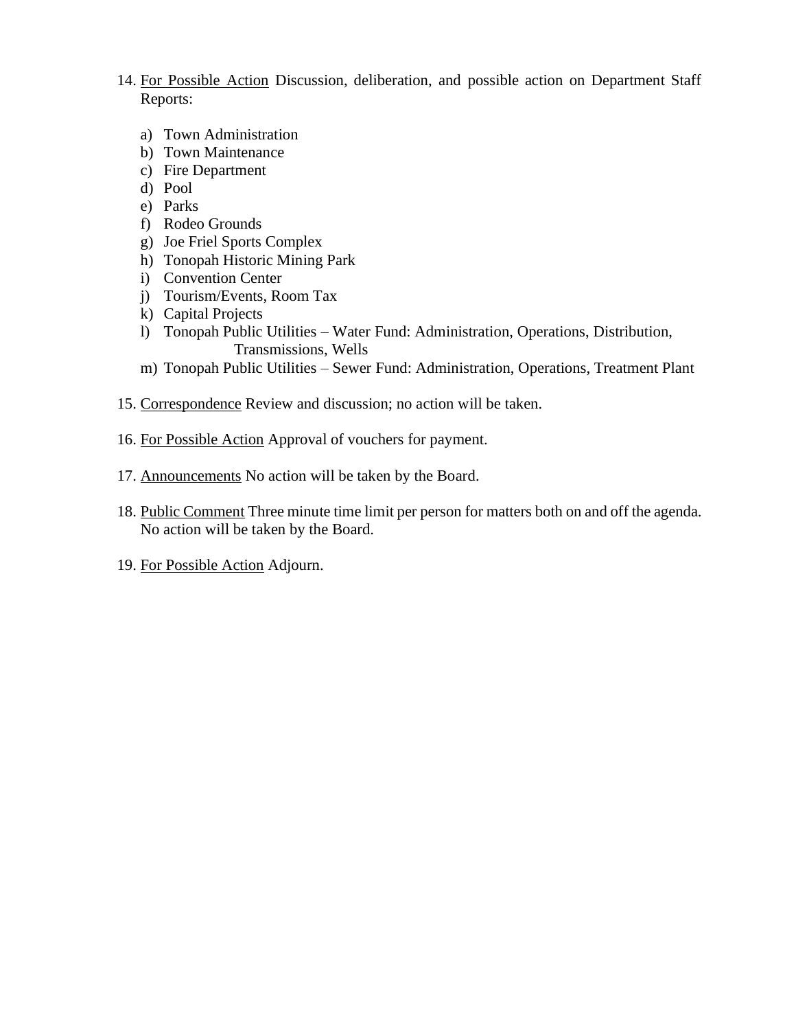14. <u>For Possible Action</u> Discussion, deliberation, and possible action on Department Staff Reports:

    a) Town Administration
    b) Town Maintenance
    c) Fire Department
    d) Pool
    e) Parks
    f) Rodeo Grounds
    g) Joe Friel Sports Complex
    h) Tonopah Historic Mining Park
    i) Convention Center
    j) Tourism/Events, Room Tax
    k) Capital Projects
    l) Tonopah Public Utilities – Water Fund: Administration, Operations, Distribution, Transmissions, Wells
    m) Tonopah Public Utilities – Sewer Fund: Administration, Operations, Treatment Plant

15. <u>Correspondence</u> Review and discussion; no action will be taken.

16. <u>For Possible Action</u> Approval of vouchers for payment.

17. <u>Announcements</u> No action will be taken by the Board.

18. <u>Public Comment</u> Three minute time limit per person for matters both on and off the agenda. No action will be taken by the Board.

19. <u>For Possible Action</u> Adjourn.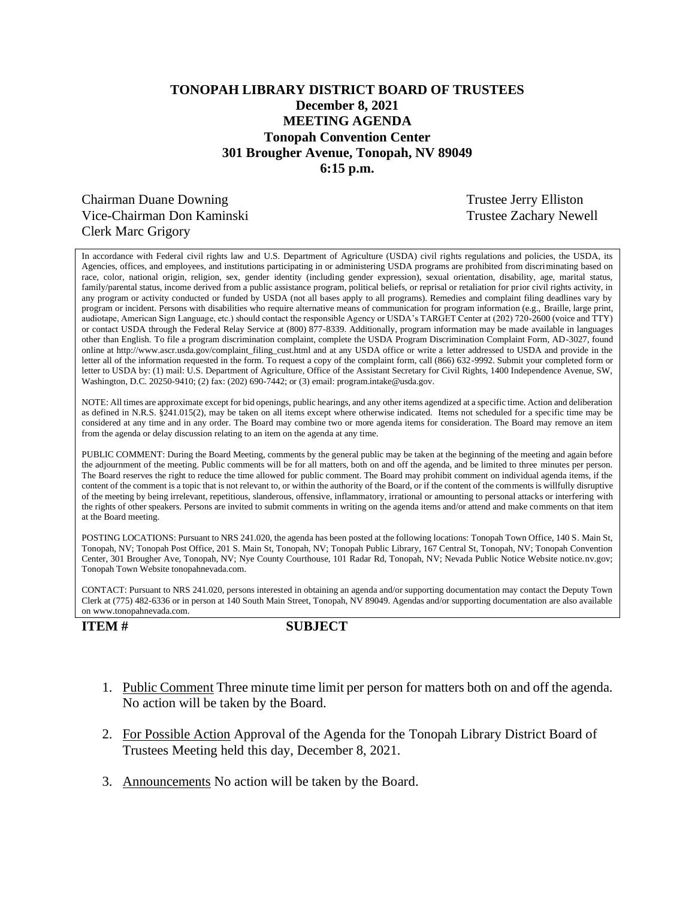**TONOPAH LIBRARY DISTRICT BOARD OF TRUSTEES**
**December 8, 2021**
**MEETING AGENDA**
**Tonopah Convention Center**
**301 Brougher Avenue, Tonopah, NV 89049**
**6:15 p.m.**

Chairman Duane Downing
Vice-Chairman Don Kaminski
Clerk Marc Grigory
Trustee Jerry Elliston
Trustee Zachary Newell

In accordance with Federal civil rights law and U.S. Department of Agriculture (USDA) civil rights regulations and policies, the USDA, its Agencies, offices, and employees, and institutions participating in or administering USDA programs are prohibited from discriminating based on race, color, national origin, religion, sex, gender identity (including gender expression), sexual orientation, disability, age, marital status, family/parental status, income derived from a public assistance program, political beliefs, or reprisal or retaliation for prior civil rights activity, in any program or activity conducted or funded by USDA (not all bases apply to all programs). Remedies and complaint filing deadlines vary by program or incident. Persons with disabilities who require alternative means of communication for program information (e.g., Braille, large print, audiotape, American Sign Language, etc.) should contact the responsible Agency or USDA's TARGET Center at (202) 720-2600 (voice and TTY) or contact USDA through the Federal Relay Service at (800) 877-8339. Additionally, program information may be made available in languages other than English. To file a program discrimination complaint, complete the USDA Program Discrimination Complaint Form, AD-3027, found online at http://www.ascr.usda.gov/complaint_filing_cust.html and at any USDA office or write a letter addressed to USDA and provide in the letter all of the information requested in the form. To request a copy of the complaint form, call (866) 632-9992. Submit your completed form or letter to USDA by: (1) mail: U.S. Department of Agriculture, Office of the Assistant Secretary for Civil Rights, 1400 Independence Avenue, SW, Washington, D.C. 20250-9410; (2) fax: (202) 690-7442; or (3) email: program.intake@usda.gov.

NOTE: All times are approximate except for bid openings, public hearings, and any other items agendized at a specific time. Action and deliberation as defined in N.R.S. §241.015(2), may be taken on all items except where otherwise indicated. Items not scheduled for a specific time may be considered at any time and in any order. The Board may combine two or more agenda items for consideration. The Board may remove an item from the agenda or delay discussion relating to an item on the agenda at any time.

PUBLIC COMMENT: During the Board Meeting, comments by the general public may be taken at the beginning of the meeting and again before the adjournment of the meeting. Public comments will be for all matters, both on and off the agenda, and be limited to three minutes per person. The Board reserves the right to reduce the time allowed for public comment. The Board may prohibit comment on individual agenda items, if the content of the comment is a topic that is not relevant to, or within the authority of the Board, or if the content of the comments is willfully disruptive of the meeting by being irrelevant, repetitious, slanderous, offensive, inflammatory, irrational or amounting to personal attacks or interfering with the rights of other speakers. Persons are invited to submit comments in writing on the agenda items and/or attend and make comments on that item at the Board meeting.

POSTING LOCATIONS: Pursuant to NRS 241.020, the agenda has been posted at the following locations: Tonopah Town Office, 140 S. Main St, Tonopah, NV; Tonopah Post Office, 201 S. Main St, Tonopah, NV; Tonopah Public Library, 167 Central St, Tonopah, NV; Tonopah Convention Center, 301 Brougher Ave, Tonopah, NV; Nye County Courthouse, 101 Radar Rd, Tonopah, NV; Nevada Public Notice Website notice.nv.gov; Tonopah Town Website tonopahnevada.com.

CONTACT: Pursuant to NRS 241.020, persons interested in obtaining an agenda and/or supporting documentation may contact the Deputy Town Clerk at (775) 482-6336 or in person at 140 South Main Street, Tonopah, NV 89049. Agendas and/or supporting documentation are also available on www.tonopahnevada.com.

**ITEM #** **SUBJECT**

1. Public Comment Three minute time limit per person for matters both on and off the agenda. No action will be taken by the Board.

2. For Possible Action Approval of the Agenda for the Tonopah Library District Board of Trustees Meeting held this day, December 8, 2021.

3. Announcements No action will be taken by the Board.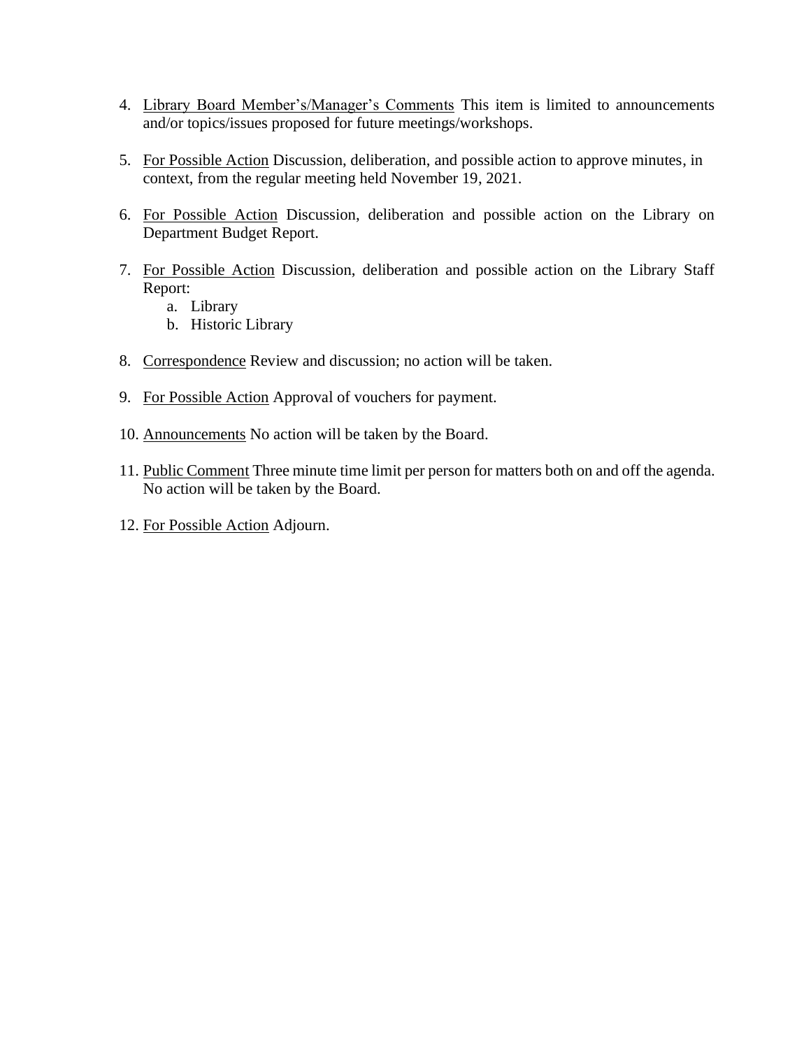4. Library Board Member's/Manager's Comments This item is limited to announcements and/or topics/issues proposed for future meetings/workshops.

5. For Possible Action Discussion, deliberation, and possible action to approve minutes, in context, from the regular meeting held November 19, 2021.

6. For Possible Action Discussion, deliberation and possible action on the Library on Department Budget Report.

7. For Possible Action Discussion, deliberation and possible action on the Library Staff Report:
   a. Library
   b. Historic Library

8. Correspondence Review and discussion; no action will be taken.

9. For Possible Action Approval of vouchers for payment.

10. Announcements No action will be taken by the Board.

11. Public Comment Three minute time limit per person for matters both on and off the agenda. No action will be taken by the Board.

12. For Possible Action Adjourn.